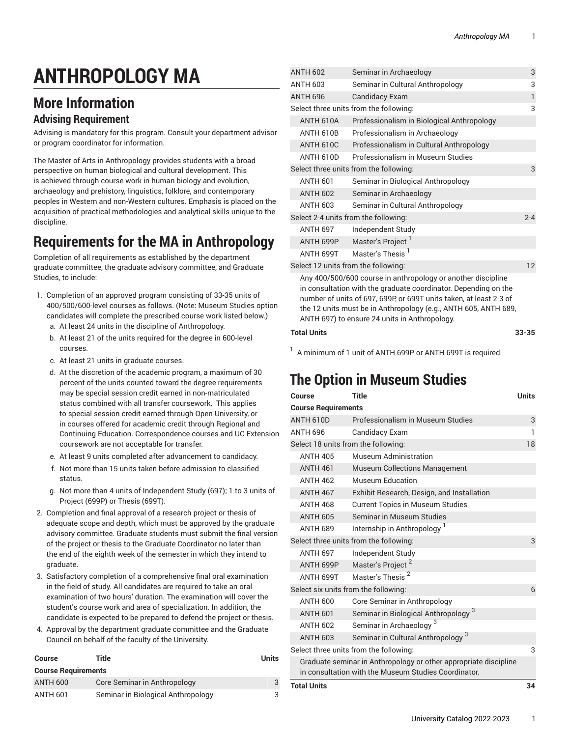# ANTHROPOLOGY MA

## More Information

### Advising Requirement

Advising is mandatory for this program. Consult your department advisor or program coordinator for information.

The Master of Arts in Anthropology provides students with a broad perspective on human biological and cultural development. This is achieved through course work in human biology and evolution, archaeology and prehistory, linguistics, folklore, and contemporary peoples in Western and non-Western cultures. Emphasis is placed on the acquisition of practical methodologies and analytical skills unique to the discipline.

## Requirements for the MA in Anthropology

Completion of all requirements as established by the department graduate committee, the graduate advisory committee, and Graduate Studies, to include:

1. Completion of an approved program consisting of 33-35 units of 400/500/600-level courses as follows. (Note: Museum Studies option candidates will complete the prescribed course work listed below.)
   a. At least 24 units in the discipline of Anthropology.
   b. At least 21 of the units required for the degree in 600-level courses.
   c. At least 21 units in graduate courses.
   d. At the discretion of the academic program, a maximum of 30 percent of the units counted toward the degree requirements may be special session credit earned in non-matriculated status combined with all transfer coursework. This applies to special session credit earned through Open University, or in courses offered for academic credit through Regional and Continuing Education. Correspondence courses and UC Extension coursework are not acceptable for transfer.
   e. At least 9 units completed after advancement to candidacy.
   f. Not more than 15 units taken before admission to classified status.
   g. Not more than 4 units of Independent Study (697); 1 to 3 units of Project (699P) or Thesis (699T).
2. Completion and final approval of a research project or thesis of adequate scope and depth, which must be approved by the graduate advisory committee. Graduate students must submit the final version of the project or thesis to the Graduate Coordinator no later than the end of the eighth week of the semester in which they intend to graduate.
3. Satisfactory completion of a comprehensive final oral examination in the field of study. All candidates are required to take an oral examination of two hours' duration. The examination will cover the student's course work and area of specialization. In addition, the candidate is expected to be prepared to defend the project or thesis.
4. Approval by the department graduate committee and the Graduate Council on behalf of the faculty of the University.

| Course | Title | Units |
|---|---|---|
| **Course Requirements** | | |
| ANTH 600 | Core Seminar in Anthropology | 3 |
| ANTH 601 | Seminar in Biological Anthropology | 3 |
| ANTH 602 | Seminar in Archaeology | 3 |
| ANTH 603 | Seminar in Cultural Anthropology | 3 |
| ANTH 696 | Candidacy Exam | 1 |
| Select three units from the following: | | 3 |
| ANTH 610A | Professionalism in Biological Anthropology | |
| ANTH 610B | Professionalism in Archaeology | |
| ANTH 610C | Professionalism in Cultural Anthropology | |
| ANTH 610D | Professionalism in Museum Studies | |
| Select three units from the following: | | 3 |
| ANTH 601 | Seminar in Biological Anthropology | |
| ANTH 602 | Seminar in Archaeology | |
| ANTH 603 | Seminar in Cultural Anthropology | |
| Select 2-4 units from the following: | | 2-4 |
| ANTH 697 | Independent Study | |
| ANTH 699P | Master's Project [1] | |
| ANTH 699T | Master's Thesis [1] | |
| Select 12 units from the following: | | 12 |
| Any 400/500/600 course in anthropology or another discipline in consultation with the graduate coordinator. Depending on the number of units of 697, 699P, or 699T units taken, at least 2-3 of the 12 units must be in Anthropology (e.g., ANTH 605, ANTH 689, ANTH 697) to ensure 24 units in Anthropology. | | |
| **Total Units** | | **33-35** |

[1] A minimum of 1 unit of ANTH 699P or ANTH 699T is required.

## The Option in Museum Studies

| Course | Title | Units |
|---|---|---|
| **Course Requirements** | | |
| ANTH 610D | Professionalism in Museum Studies | 3 |
| ANTH 696 | Candidacy Exam | 1 |
| Select 18 units from the following: | | 18 |
| ANTH 405 | Museum Administration | |
| ANTH 461 | Museum Collections Management | |
| ANTH 462 | Museum Education | |
| ANTH 467 | Exhibit Research, Design, and Installation | |
| ANTH 468 | Current Topics in Museum Studies | |
| ANTH 605 | Seminar in Museum Studies | |
| ANTH 689 | Internship in Anthropology [1] | |
| Select three units from the following: | | 3 |
| ANTH 697 | Independent Study | |
| ANTH 699P | Master's Project [2] | |
| ANTH 699T | Master's Thesis [2] | |
| Select six units from the following: | | 6 |
| ANTH 600 | Core Seminar in Anthropology | |
| ANTH 601 | Seminar in Biological Anthropology [3] | |
| ANTH 602 | Seminar in Archaeology [3] | |
| ANTH 603 | Seminar in Cultural Anthropology [3] | |
| Select three units from the following: | | 3 |
| Graduate seminar in Anthropology or other appropriate discipline in consultation with the Museum Studies Coordinator. | | |
| **Total Units** | | **34** |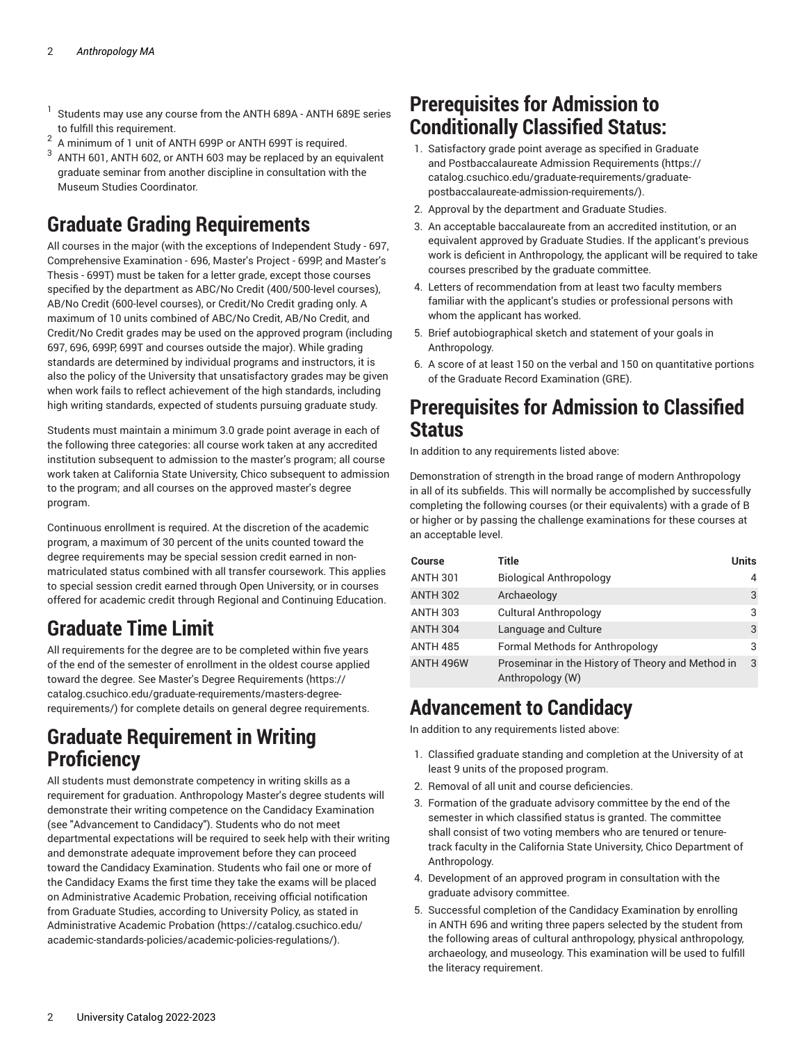[1] Students may use any course from the ANTH 689A - ANTH 689E series to fulfill this requirement.

[2] A minimum of 1 unit of ANTH 699P or ANTH 699T is required.

[3] ANTH 601, ANTH 602, or ANTH 603 may be replaced by an equivalent graduate seminar from another discipline in consultation with the Museum Studies Coordinator.

## Graduate Grading Requirements

All courses in the major (with the exceptions of Independent Study - 697, Comprehensive Examination - 696, Master's Project - 699P, and Master's Thesis - 699T) must be taken for a letter grade, except those courses specified by the department as ABC/No Credit (400/500-level courses), AB/No Credit (600-level courses), or Credit/No Credit grading only. A maximum of 10 units combined of ABC/No Credit, AB/No Credit, and Credit/No Credit grades may be used on the approved program (including 697, 696, 699P, 699T and courses outside the major). While grading standards are determined by individual programs and instructors, it is also the policy of the University that unsatisfactory grades may be given when work fails to reflect achievement of the high standards, including high writing standards, expected of students pursuing graduate study.

Students must maintain a minimum 3.0 grade point average in each of the following three categories: all course work taken at any accredited institution subsequent to admission to the master's program; all course work taken at California State University, Chico subsequent to admission to the program; and all courses on the approved master's degree program.

Continuous enrollment is required. At the discretion of the academic program, a maximum of 30 percent of the units counted toward the degree requirements may be special session credit earned in non-matriculated status combined with all transfer coursework. This applies to special session credit earned through Open University, or in courses offered for academic credit through Regional and Continuing Education.

## Graduate Time Limit

All requirements for the degree are to be completed within five years of the end of the semester of enrollment in the oldest course applied toward the degree. See Master's Degree Requirements (https://catalog.csuchico.edu/graduate-requirements/masters-degree-requirements/) for complete details on general degree requirements.

## Graduate Requirement in Writing Proficiency

All students must demonstrate competency in writing skills as a requirement for graduation. Anthropology Master's degree students will demonstrate their writing competence on the Candidacy Examination (see "Advancement to Candidacy"). Students who do not meet departmental expectations will be required to seek help with their writing and demonstrate adequate improvement before they can proceed toward the Candidacy Examination. Students who fail one or more of the Candidacy Exams the first time they take the exams will be placed on Administrative Academic Probation, receiving official notification from Graduate Studies, according to University Policy, as stated in Administrative Academic Probation (https://catalog.csuchico.edu/academic-standards-policies/academic-policies-regulations/).

## Prerequisites for Admission to Conditionally Classified Status:

1. Satisfactory grade point average as specified in Graduate and Postbaccalaureate Admission Requirements (https://catalog.csuchico.edu/graduate-requirements/graduate-postbaccalaureate-admission-requirements/).
2. Approval by the department and Graduate Studies.
3. An acceptable baccalaureate from an accredited institution, or an equivalent approved by Graduate Studies. If the applicant's previous work is deficient in Anthropology, the applicant will be required to take courses prescribed by the graduate committee.
4. Letters of recommendation from at least two faculty members familiar with the applicant's studies or professional persons with whom the applicant has worked.
5. Brief autobiographical sketch and statement of your goals in Anthropology.
6. A score of at least 150 on the verbal and 150 on quantitative portions of the Graduate Record Examination (GRE).

## Prerequisites for Admission to Classified Status

In addition to any requirements listed above:

Demonstration of strength in the broad range of modern Anthropology in all of its subfields. This will normally be accomplished by successfully completing the following courses (or their equivalents) with a grade of B or higher or by passing the challenge examinations for these courses at an acceptable level.

| Course | Title | Units |
|---|---|---|
| ANTH 301 | Biological Anthropology | 4 |
| ANTH 302 | Archaeology | 3 |
| ANTH 303 | Cultural Anthropology | 3 |
| ANTH 304 | Language and Culture | 3 |
| ANTH 485 | Formal Methods for Anthropology | 3 |
| ANTH 496W | Proseminar in the History of Theory and Method in Anthropology (W) | 3 |

## Advancement to Candidacy

In addition to any requirements listed above:

1. Classified graduate standing and completion at the University of at least 9 units of the proposed program.
2. Removal of all unit and course deficiencies.
3. Formation of the graduate advisory committee by the end of the semester in which classified status is granted. The committee shall consist of two voting members who are tenured or tenure-track faculty in the California State University, Chico Department of Anthropology.
4. Development of an approved program in consultation with the graduate advisory committee.
5. Successful completion of the Candidacy Examination by enrolling in ANTH 696 and writing three papers selected by the student from the following areas of cultural anthropology, physical anthropology, archaeology, and museology. This examination will be used to fulfill the literacy requirement.